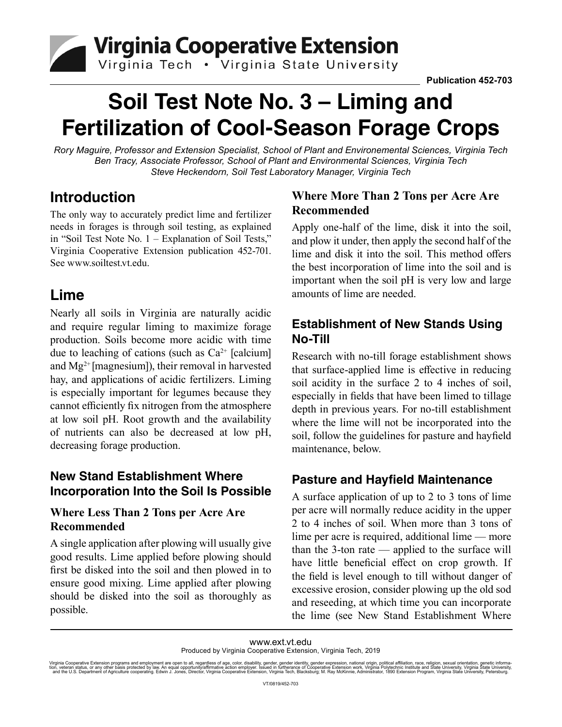Virginia Cooperative Extension

Virginia Tech • Virginia State University

Publication 452-703

# Soil Test Note No. 3 – Liming and Fertilization of Cool-Season Forage Crops

*Rory Maguire, Professor and Extension Specialist, School of Plant and Environemental Sciences, Virginia Tech*
*Ben Tracy, Associate Professor, School of Plant and Environmental Sciences, Virginia Tech*
*Steve Heckendorn, Soil Test Laboratory Manager, Virginia Tech*

## Introduction

The only way to accurately predict lime and fertilizer needs in forages is through soil testing, as explained in "Soil Test Note No. 1 – Explanation of Soil Tests," Virginia Cooperative Extension publication 452-701. See www.soiltest.vt.edu.

## Lime

Nearly all soils in Virginia are naturally acidic and require regular liming to maximize forage production. Soils become more acidic with time due to leaching of cations (such as $Ca^{2+}$ [calcium] and $Mg^{2+}$ [magnesium]), their removal in harvested hay, and applications of acidic fertilizers. Liming is especially important for legumes because they cannot efficiently fix nitrogen from the atmosphere at low soil pH. Root growth and the availability of nutrients can also be decreased at low pH, decreasing forage production.

### New Stand Establishment Where Incorporation Into the Soil Is Possible

#### Where Less Than 2 Tons per Acre Are Recommended

A single application after plowing will usually give good results. Lime applied before plowing should first be disked into the soil and then plowed in to ensure good mixing. Lime applied after plowing should be disked into the soil as thoroughly as possible.

#### Where More Than 2 Tons per Acre Are Recommended

Apply one-half of the lime, disk it into the soil, and plow it under, then apply the second half of the lime and disk it into the soil. This method offers the best incorporation of lime into the soil and is important when the soil pH is very low and large amounts of lime are needed.

### Establishment of New Stands Using No-Till

Research with no-till forage establishment shows that surface-applied lime is effective in reducing soil acidity in the surface 2 to 4 inches of soil, especially in fields that have been limed to tillage depth in previous years. For no-till establishment where the lime will not be incorporated into the soil, follow the guidelines for pasture and hayfield maintenance, below.

### Pasture and Hayfield Maintenance

A surface application of up to 2 to 3 tons of lime per acre will normally reduce acidity in the upper 2 to 4 inches of soil. When more than 3 tons of lime per acre is required, additional lime — more than the 3-ton rate — applied to the surface will have little beneficial effect on crop growth. If the field is level enough to till without danger of excessive erosion, consider plowing up the old sod and reseeding, at which time you can incorporate the lime (see New Stand Establishment Where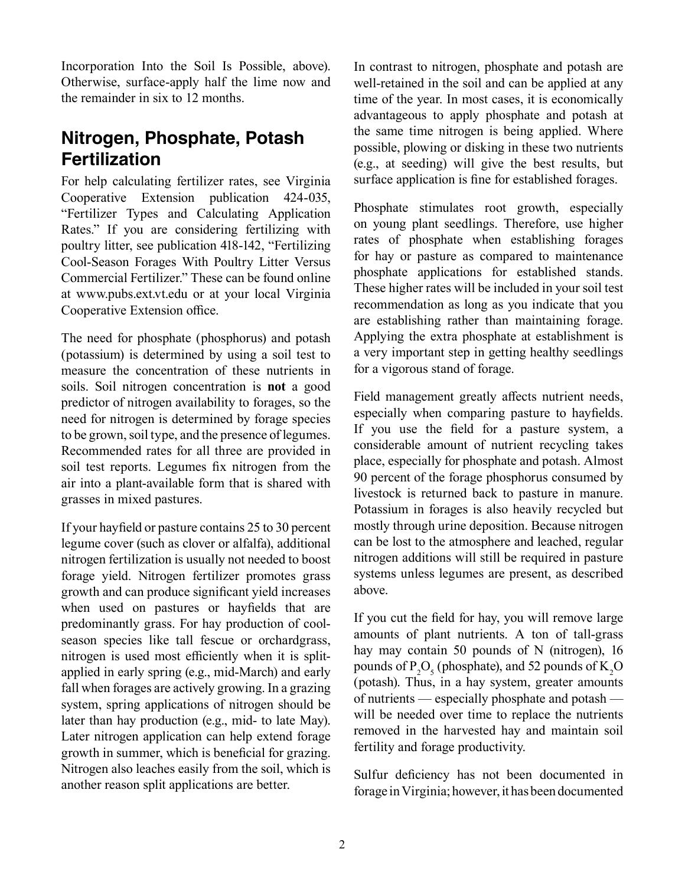Incorporation Into the Soil Is Possible, above). Otherwise, surface-apply half the lime now and the remainder in six to 12 months.

## Nitrogen, Phosphate, Potash Fertilization

For help calculating fertilizer rates, see Virginia Cooperative Extension publication 424-035, "Fertilizer Types and Calculating Application Rates." If you are considering fertilizing with poultry litter, see publication 418-142, "Fertilizing Cool-Season Forages With Poultry Litter Versus Commercial Fertilizer." These can be found online at www.pubs.ext.vt.edu or at your local Virginia Cooperative Extension office.

The need for phosphate (phosphorus) and potash (potassium) is determined by using a soil test to measure the concentration of these nutrients in soils. Soil nitrogen concentration is **not** a good predictor of nitrogen availability to forages, so the need for nitrogen is determined by forage species to be grown, soil type, and the presence of legumes. Recommended rates for all three are provided in soil test reports. Legumes fix nitrogen from the air into a plant-available form that is shared with grasses in mixed pastures.

If your hayfield or pasture contains 25 to 30 percent legume cover (such as clover or alfalfa), additional nitrogen fertilization is usually not needed to boost forage yield. Nitrogen fertilizer promotes grass growth and can produce significant yield increases when used on pastures or hayfields that are predominantly grass. For hay production of cool-season species like tall fescue or orchardgrass, nitrogen is used most efficiently when it is split-applied in early spring (e.g., mid-March) and early fall when forages are actively growing. In a grazing system, spring applications of nitrogen should be later than hay production (e.g., mid- to late May). Later nitrogen application can help extend forage growth in summer, which is beneficial for grazing. Nitrogen also leaches easily from the soil, which is another reason split applications are better.

In contrast to nitrogen, phosphate and potash are well-retained in the soil and can be applied at any time of the year. In most cases, it is economically advantageous to apply phosphate and potash at the same time nitrogen is being applied. Where possible, plowing or disking in these two nutrients (e.g., at seeding) will give the best results, but surface application is fine for established forages.

Phosphate stimulates root growth, especially on young plant seedlings. Therefore, use higher rates of phosphate when establishing forages for hay or pasture as compared to maintenance phosphate applications for established stands. These higher rates will be included in your soil test recommendation as long as you indicate that you are establishing rather than maintaining forage. Applying the extra phosphate at establishment is a very important step in getting healthy seedlings for a vigorous stand of forage.

Field management greatly affects nutrient needs, especially when comparing pasture to hayfields. If you use the field for a pasture system, a considerable amount of nutrient recycling takes place, especially for phosphate and potash. Almost 90 percent of the forage phosphorus consumed by livestock is returned back to pasture in manure. Potassium in forages is also heavily recycled but mostly through urine deposition. Because nitrogen can be lost to the atmosphere and leached, regular nitrogen additions will still be required in pasture systems unless legumes are present, as described above.

If you cut the field for hay, you will remove large amounts of plant nutrients. A ton of tall-grass hay may contain 50 pounds of N (nitrogen), 16 pounds of $P_2O_5$ (phosphate), and 52 pounds of $K_2O$ (potash). Thus, in a hay system, greater amounts of nutrients — especially phosphate and potash — will be needed over time to replace the nutrients removed in the harvested hay and maintain soil fertility and forage productivity.

Sulfur deficiency has not been documented in forage in Virginia; however, it has been documented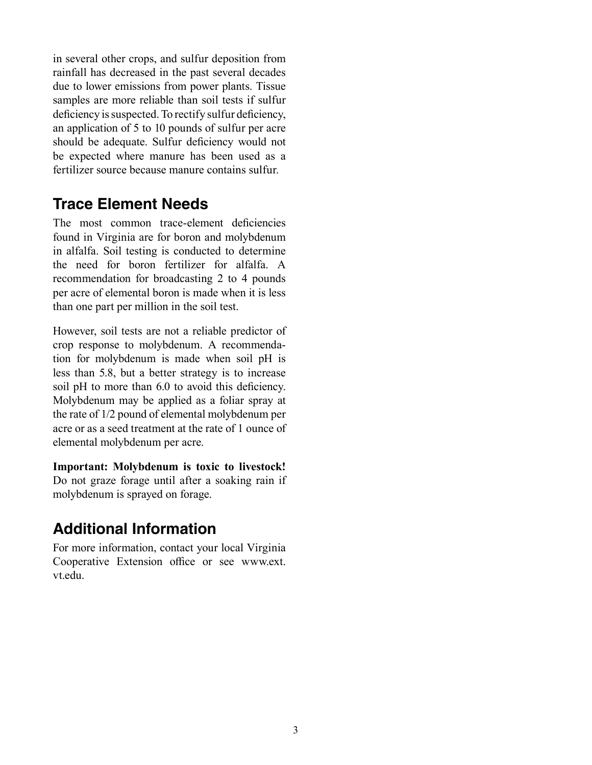in several other crops, and sulfur deposition from rainfall has decreased in the past several decades due to lower emissions from power plants. Tissue samples are more reliable than soil tests if sulfur deficiency is suspected. To rectify sulfur deficiency, an application of 5 to 10 pounds of sulfur per acre should be adequate. Sulfur deficiency would not be expected where manure has been used as a fertilizer source because manure contains sulfur.

## Trace Element Needs

The most common trace-element deficiencies found in Virginia are for boron and molybdenum in alfalfa. Soil testing is conducted to determine the need for boron fertilizer for alfalfa. A recommendation for broadcasting 2 to 4 pounds per acre of elemental boron is made when it is less than one part per million in the soil test.

However, soil tests are not a reliable predictor of crop response to molybdenum. A recommendation for molybdenum is made when soil pH is less than 5.8, but a better strategy is to increase soil pH to more than 6.0 to avoid this deficiency. Molybdenum may be applied as a foliar spray at the rate of 1/2 pound of elemental molybdenum per acre or as a seed treatment at the rate of 1 ounce of elemental molybdenum per acre.

**Important: Molybdenum is toxic to livestock!** Do not graze forage until after a soaking rain if molybdenum is sprayed on forage.

## Additional Information

For more information, contact your local Virginia Cooperative Extension office or see www.ext.vt.edu.